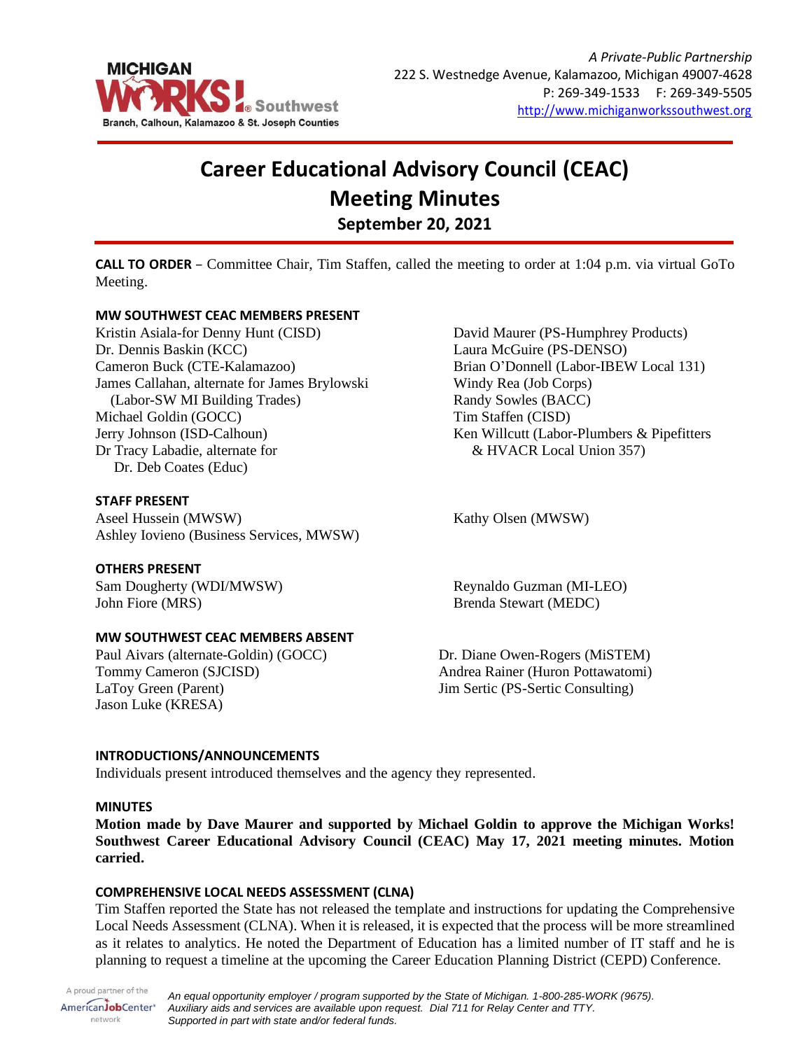*A Private-Public Partnership*
222 S. Westnedge Avenue, Kalamazoo, Michigan 49007-4628
P: 269-349-1533 F: 269-349-5505
http://www.michiganworkssouthwest.org

# Career Educational Advisory Council (CEAC) Meeting Minutes

## September 20, 2021

**CALL TO ORDER** – Committee Chair, Tim Staffen, called the meeting to order at 1:04 p.m. via virtual GoTo Meeting.

**MW SOUTHWEST CEAC MEMBERS PRESENT**

Kristin Asiala-for Denny Hunt (CISD)
Dr. Dennis Baskin (KCC)
Cameron Buck (CTE-Kalamazoo)
James Callahan, alternate for James Brylowski (Labor-SW MI Building Trades)
Michael Goldin (GOCC)
Jerry Johnson (ISD-Calhoun)
Dr Tracy Labadie, alternate for Dr. Deb Coates (Educ)
David Maurer (PS-Humphrey Products)
Laura McGuire (PS-DENSO)
Brian O'Donnell (Labor-IBEW Local 131)
Windy Rea (Job Corps)
Randy Sowles (BACC)
Tim Staffen (CISD)
Ken Willcutt (Labor-Plumbers & Pipefitters & HVACR Local Union 357)

**STAFF PRESENT**

Aseel Hussein (MWSW)
Ashley Iovieno (Business Services, MWSW)
Kathy Olsen (MWSW)

**OTHERS PRESENT**

Sam Dougherty (WDI/MWSW)
John Fiore (MRS)
Reynaldo Guzman (MI-LEO)
Brenda Stewart (MEDC)

**MW SOUTHWEST CEAC MEMBERS ABSENT**

Paul Aivars (alternate-Goldin) (GOCC)
Tommy Cameron (SJCISD)
LaToy Green (Parent)
Jason Luke (KRESA)
Dr. Diane Owen-Rogers (MiSTEM)
Andrea Rainer (Huron Pottawatomi)
Jim Sertic (PS-Sertic Consulting)

**INTRODUCTIONS/ANNOUNCEMENTS**

Individuals present introduced themselves and the agency they represented.

**MINUTES**

**Motion made by Dave Maurer and supported by Michael Goldin to approve the Michigan Works! Southwest Career Educational Advisory Council (CEAC) May 17, 2021 meeting minutes. Motion carried.**

**COMPREHENSIVE LOCAL NEEDS ASSESSMENT (CLNA)**

Tim Staffen reported the State has not released the template and instructions for updating the Comprehensive Local Needs Assessment (CLNA). When it is released, it is expected that the process will be more streamlined as it relates to analytics. He noted the Department of Education has a limited number of IT staff and he is planning to request a timeline at the upcoming the Career Education Planning District (CEPD) Conference.

*An equal opportunity employer / program supported by the State of Michigan. 1-800-285-WORK (9675). Auxiliary aids and services are available upon request. Dial 711 for Relay Center and TTY. Supported in part with state and/or federal funds.*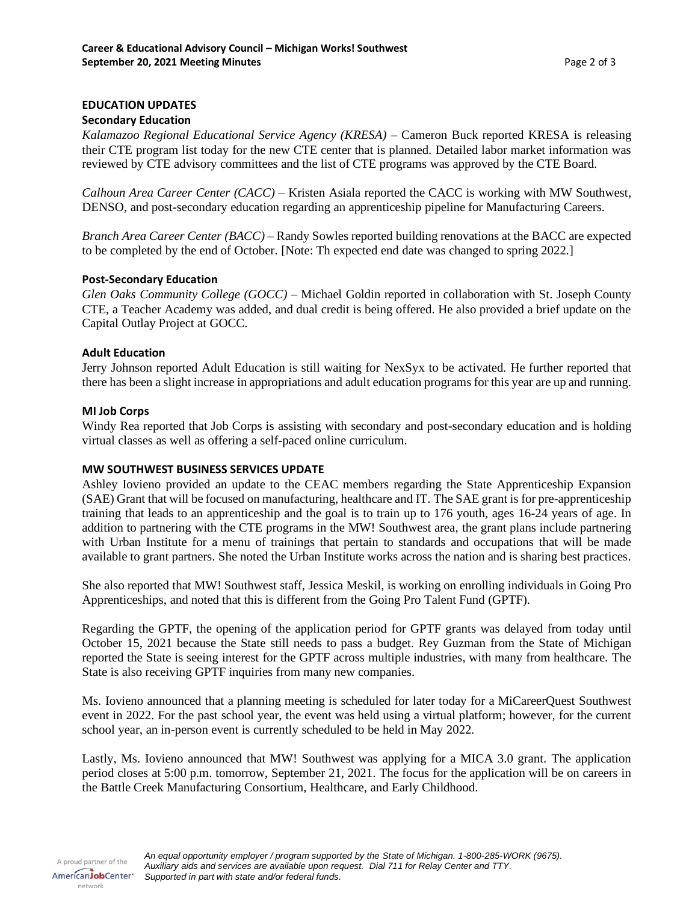## EDUCATION UPDATES

### Secondary Education

*Kalamazoo Regional Educational Service Agency (KRESA)* – Cameron Buck reported KRESA is releasing their CTE program list today for the new CTE center that is planned. Detailed labor market information was reviewed by CTE advisory committees and the list of CTE programs was approved by the CTE Board.

*Calhoun Area Career Center (CACC)* – Kristen Asiala reported the CACC is working with MW Southwest, DENSO, and post-secondary education regarding an apprenticeship pipeline for Manufacturing Careers.

*Branch Area Career Center (BACC)* – Randy Sowles reported building renovations at the BACC are expected to be completed by the end of October. [Note: Th expected end date was changed to spring 2022.]

### Post-Secondary Education

*Glen Oaks Community College (GOCC)* – Michael Goldin reported in collaboration with St. Joseph County CTE, a Teacher Academy was added, and dual credit is being offered. He also provided a brief update on the Capital Outlay Project at GOCC.

### Adult Education

Jerry Johnson reported Adult Education is still waiting for NexSyx to be activated. He further reported that there has been a slight increase in appropriations and adult education programs for this year are up and running.

### MI Job Corps

Windy Rea reported that Job Corps is assisting with secondary and post-secondary education and is holding virtual classes as well as offering a self-paced online curriculum.

## MW SOUTHWEST BUSINESS SERVICES UPDATE

Ashley Iovieno provided an update to the CEAC members regarding the State Apprenticeship Expansion (SAE) Grant that will be focused on manufacturing, healthcare and IT. The SAE grant is for pre-apprenticeship training that leads to an apprenticeship and the goal is to train up to 176 youth, ages 16-24 years of age. In addition to partnering with the CTE programs in the MW! Southwest area, the grant plans include partnering with Urban Institute for a menu of trainings that pertain to standards and occupations that will be made available to grant partners. She noted the Urban Institute works across the nation and is sharing best practices.

She also reported that MW! Southwest staff, Jessica Meskil, is working on enrolling individuals in Going Pro Apprenticeships, and noted that this is different from the Going Pro Talent Fund (GPTF).

Regarding the GPTF, the opening of the application period for GPTF grants was delayed from today until October 15, 2021 because the State still needs to pass a budget. Rey Guzman from the State of Michigan reported the State is seeing interest for the GPTF across multiple industries, with many from healthcare. The State is also receiving GPTF inquiries from many new companies.

Ms. Iovieno announced that a planning meeting is scheduled for later today for a MiCareerQuest Southwest event in 2022. For the past school year, the event was held using a virtual platform; however, for the current school year, an in-person event is currently scheduled to be held in May 2022.

Lastly, Ms. Iovieno announced that MW! Southwest was applying for a MICA 3.0 grant. The application period closes at 5:00 p.m. tomorrow, September 21, 2021. The focus for the application will be on careers in the Battle Creek Manufacturing Consortium, Healthcare, and Early Childhood.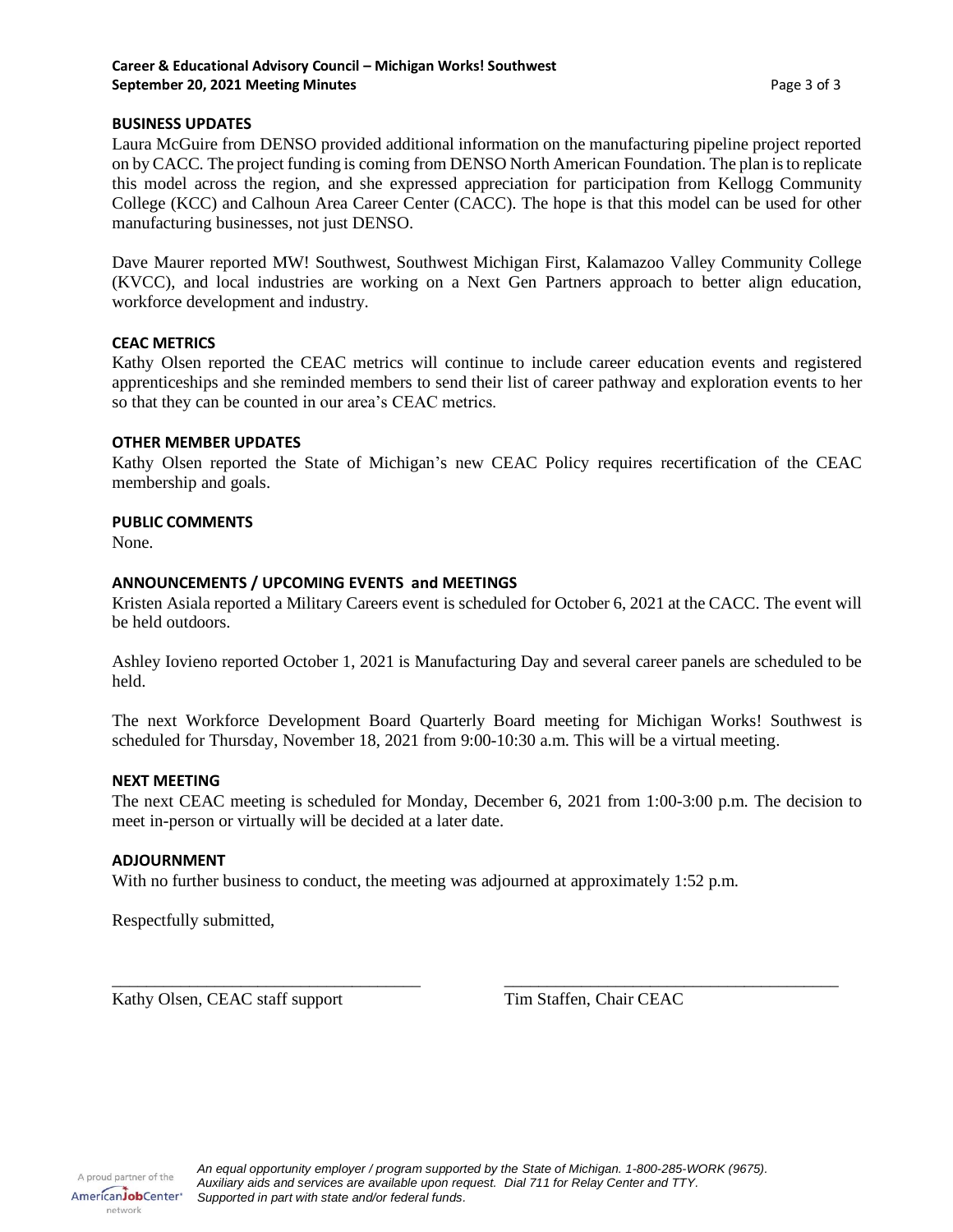**BUSINESS UPDATES**

Laura McGuire from DENSO provided additional information on the manufacturing pipeline project reported on by CACC. The project funding is coming from DENSO North American Foundation. The plan is to replicate this model across the region, and she expressed appreciation for participation from Kellogg Community College (KCC) and Calhoun Area Career Center (CACC). The hope is that this model can be used for other manufacturing businesses, not just DENSO.

Dave Maurer reported MW! Southwest, Southwest Michigan First, Kalamazoo Valley Community College (KVCC), and local industries are working on a Next Gen Partners approach to better align education, workforce development and industry.

**CEAC METRICS**

Kathy Olsen reported the CEAC metrics will continue to include career education events and registered apprenticeships and she reminded members to send their list of career pathway and exploration events to her so that they can be counted in our area's CEAC metrics.

**OTHER MEMBER UPDATES**

Kathy Olsen reported the State of Michigan's new CEAC Policy requires recertification of the CEAC membership and goals.

**PUBLIC COMMENTS**

None.

**ANNOUNCEMENTS / UPCOMING EVENTS and MEETINGS**

Kristen Asiala reported a Military Careers event is scheduled for October 6, 2021 at the CACC. The event will be held outdoors.

Ashley Iovieno reported October 1, 2021 is Manufacturing Day and several career panels are scheduled to be held.

The next Workforce Development Board Quarterly Board meeting for Michigan Works! Southwest is scheduled for Thursday, November 18, 2021 from 9:00-10:30 a.m. This will be a virtual meeting.

**NEXT MEETING**

The next CEAC meeting is scheduled for Monday, December 6, 2021 from 1:00-3:00 p.m. The decision to meet in-person or virtually will be decided at a later date.

**ADJOURNMENT**

With no further business to conduct, the meeting was adjourned at approximately 1:52 p.m.

Respectfully submitted,

\_\_\_\_\_\_\_\_\_\_\_\_\_\_\_\_\_\_\_\_\_\_\_\_\_\_\_\_\_\_\_\_\_\_\_\_
Kathy Olsen, CEAC staff support

\_\_\_\_\_\_\_\_\_\_\_\_\_\_\_\_\_\_\_\_\_\_\_\_\_\_\_\_\_\_\_\_\_\_\_\_
Tim Staffen, Chair CEAC

A proud partner of the AmericanJobCenter network

*An equal opportunity employer / program supported by the State of Michigan. 1-800-285-WORK (9675). Auxiliary aids and services are available upon request. Dial 711 for Relay Center and TTY. Supported in part with state and/or federal funds.*